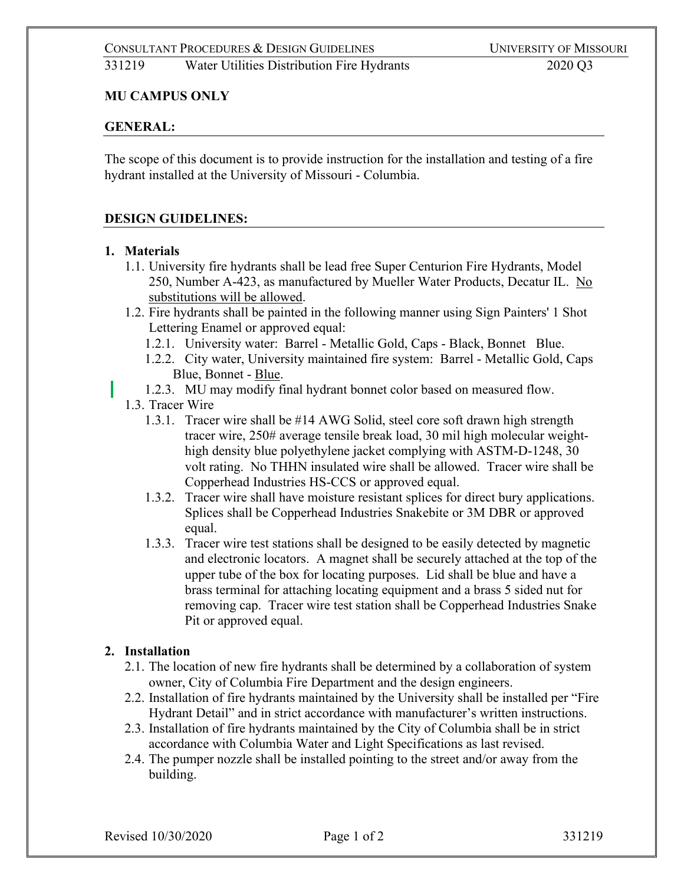**MU CAMPUS ONLY**

## GENERAL:

The scope of this document is to provide instruction for the installation and testing of a fire hydrant installed at the University of Missouri - Columbia.

## DESIGN GUIDELINES:

**1. Materials**

1.1. University fire hydrants shall be lead free Super Centurion Fire Hydrants, Model 250, Number A-423, as manufactured by Mueller Water Products, Decatur IL. <u>No substitutions will be allowed</u>.

1.2. Fire hydrants shall be painted in the following manner using Sign Painters' 1 Shot Lettering Enamel or approved equal:

1.2.1. University water: Barrel - Metallic Gold, Caps - Black, Bonnet Blue.

1.2.2. City water, University maintained fire system: Barrel - Metallic Gold, Caps Blue, Bonnet - <u>Blue</u>.

1.2.3. MU may modify final hydrant bonnet color based on measured flow.

1.3. Tracer Wire

1.3.1. Tracer wire shall be #14 AWG Solid, steel core soft drawn high strength tracer wire, 250# average tensile break load, 30 mil high molecular weight-high density blue polyethylene jacket complying with ASTM-D-1248, 30 volt rating. No THHN insulated wire shall be allowed. Tracer wire shall be Copperhead Industries HS-CCS or approved equal.

1.3.2. Tracer wire shall have moisture resistant splices for direct bury applications. Splices shall be Copperhead Industries Snakebite or 3M DBR or approved equal.

1.3.3. Tracer wire test stations shall be designed to be easily detected by magnetic and electronic locators. A magnet shall be securely attached at the top of the upper tube of the box for locating purposes. Lid shall be blue and have a brass terminal for attaching locating equipment and a brass 5 sided nut for removing cap. Tracer wire test station shall be Copperhead Industries Snake Pit or approved equal.

**2. Installation**

2.1. The location of new fire hydrants shall be determined by a collaboration of system owner, City of Columbia Fire Department and the design engineers.

2.2. Installation of fire hydrants maintained by the University shall be installed per "Fire Hydrant Detail" and in strict accordance with manufacturer's written instructions.

2.3. Installation of fire hydrants maintained by the City of Columbia shall be in strict accordance with Columbia Water and Light Specifications as last revised.

2.4. The pumper nozzle shall be installed pointing to the street and/or away from the building.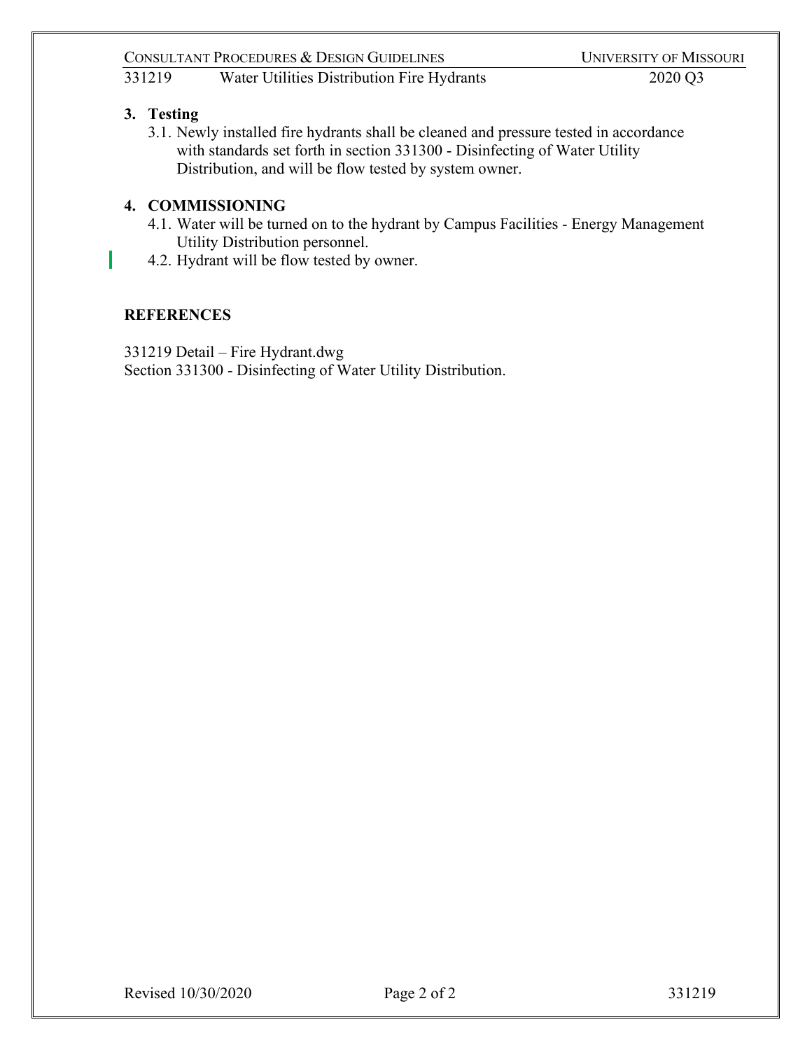## 3. Testing

3.1. Newly installed fire hydrants shall be cleaned and pressure tested in accordance with standards set forth in section 331300 - Disinfecting of Water Utility Distribution, and will be flow tested by system owner.

## 4. COMMISSIONING

4.1. Water will be turned on to the hydrant by Campus Facilities - Energy Management Utility Distribution personnel.

4.2. Hydrant will be flow tested by owner.

## REFERENCES

331219 Detail – Fire Hydrant.dwg

Section 331300 - Disinfecting of Water Utility Distribution.